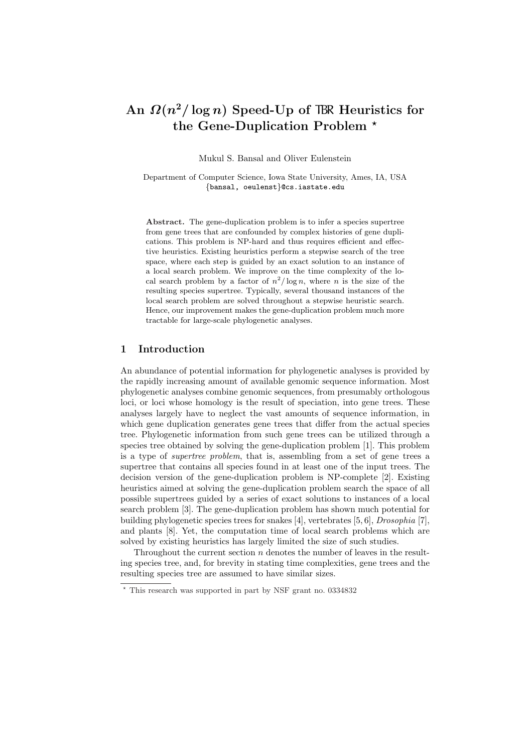# An $\Omega(n^2/\log n)$ Speed-Up of TBR Heuristics for the Gene-Duplication Problem *

Mukul S. Bansal and Oliver Eulenstein

Department of Computer Science, Iowa State University, Ames, IA, USA
{bansal, oeulenst}@cs.iastate.edu

**Abstract.** The gene-duplication problem is to infer a species supertree from gene trees that are confounded by complex histories of gene duplications. This problem is NP-hard and thus requires efficient and effective heuristics. Existing heuristics perform a stepwise search of the tree space, where each step is guided by an exact solution to an instance of a local search problem. We improve on the time complexity of the local search problem by a factor of $n^2/\log n$, where $n$ is the size of the resulting species supertree. Typically, several thousand instances of the local search problem are solved throughout a stepwise heuristic search. Hence, our improvement makes the gene-duplication problem much more tractable for large-scale phylogenetic analyses.

## 1 Introduction

An abundance of potential information for phylogenetic analyses is provided by the rapidly increasing amount of available genomic sequence information. Most phylogenetic analyses combine genomic sequences, from presumably orthologous loci, or loci whose homology is the result of speciation, into gene trees. These analyses largely have to neglect the vast amounts of sequence information, in which gene duplication generates gene trees that differ from the actual species tree. Phylogenetic information from such gene trees can be utilized through a species tree obtained by solving the gene-duplication problem [1]. This problem is a type of *supertree problem*, that is, assembling from a set of gene trees a supertree that contains all species found in at least one of the input trees. The decision version of the gene-duplication problem is NP-complete [2]. Existing heuristics aimed at solving the gene-duplication problem search the space of all possible supertrees guided by a series of exact solutions to instances of a local search problem [3]. The gene-duplication problem has shown much potential for building phylogenetic species trees for snakes [4], vertebrates [5, 6], *Drosophia* [7], and plants [8]. Yet, the computation time of local search problems which are solved by existing heuristics has largely limited the size of such studies.

Throughout the current section $n$ denotes the number of leaves in the resulting species tree, and, for brevity in stating time complexities, gene trees and the resulting species tree are assumed to have similar sizes.

* This research was supported in part by NSF grant no. 0334832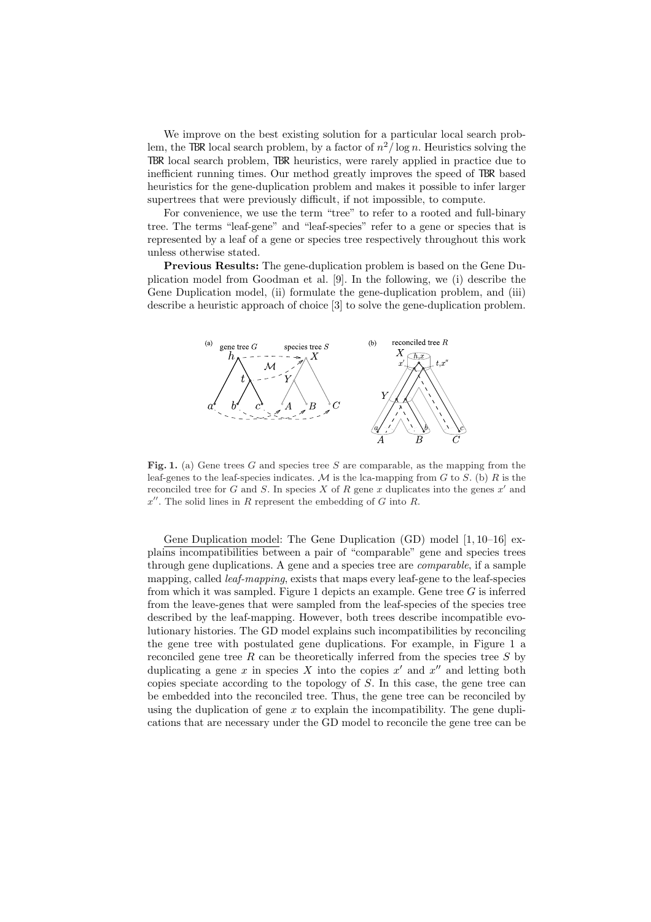We improve on the best existing solution for a particular local search problem, the TBR local search problem, by a factor of $n^2/\log n$. Heuristics solving the TBR local search problem, TBR heuristics, were rarely applied in practice due to inefficient running times. Our method greatly improves the speed of TBR based heuristics for the gene-duplication problem and makes it possible to infer larger supertrees that were previously difficult, if not impossible, to compute.

For convenience, we use the term "tree" to refer to a rooted and full-binary tree. The terms "leaf-gene" and "leaf-species" refer to a gene or species that is represented by a leaf of a gene or species tree respectively throughout this work unless otherwise stated.

**Previous Results:** The gene-duplication problem is based on the Gene Duplication model from Goodman et al. [9]. In the following, we (i) describe the Gene Duplication model, (ii) formulate the gene-duplication problem, and (iii) describe a heuristic approach of choice [3] to solve the gene-duplication problem.

**Fig. 1.** (a) Gene trees $G$ and species tree $S$ are comparable, as the mapping from the leaf-genes to the leaf-species indicates. $\mathcal{M}$ is the lca-mapping from $G$ to $S$. (b) $R$ is the reconciled tree for $G$ and $S$. In species $X$ of $R$ gene $x$ duplicates into the genes $x'$ and $x''$. The solid lines in $R$ represent the embedding of $G$ into $R$.

Gene Duplication model: The Gene Duplication (GD) model [1, 10–16] explains incompatibilities between a pair of "comparable" gene and species trees through gene duplications. A gene and a species tree are *comparable*, if a sample mapping, called *leaf-mapping*, exists that maps every leaf-gene to the leaf-species from which it was sampled. Figure 1 depicts an example. Gene tree $G$ is inferred from the leave-genes that were sampled from the leaf-species of the species tree described by the leaf-mapping. However, both trees describe incompatible evolutionary histories. The GD model explains such incompatibilities by reconciling the gene tree with postulated gene duplications. For example, in Figure 1 a reconciled gene tree $R$ can be theoretically inferred from the species tree $S$ by duplicating a gene $x$ in species $X$ into the copies $x'$ and $x''$ and letting both copies speciate according to the topology of $S$. In this case, the gene tree can be embedded into the reconciled tree. Thus, the gene tree can be reconciled by using the duplication of gene $x$ to explain the incompatibility. The gene duplications that are necessary under the GD model to reconcile the gene tree can be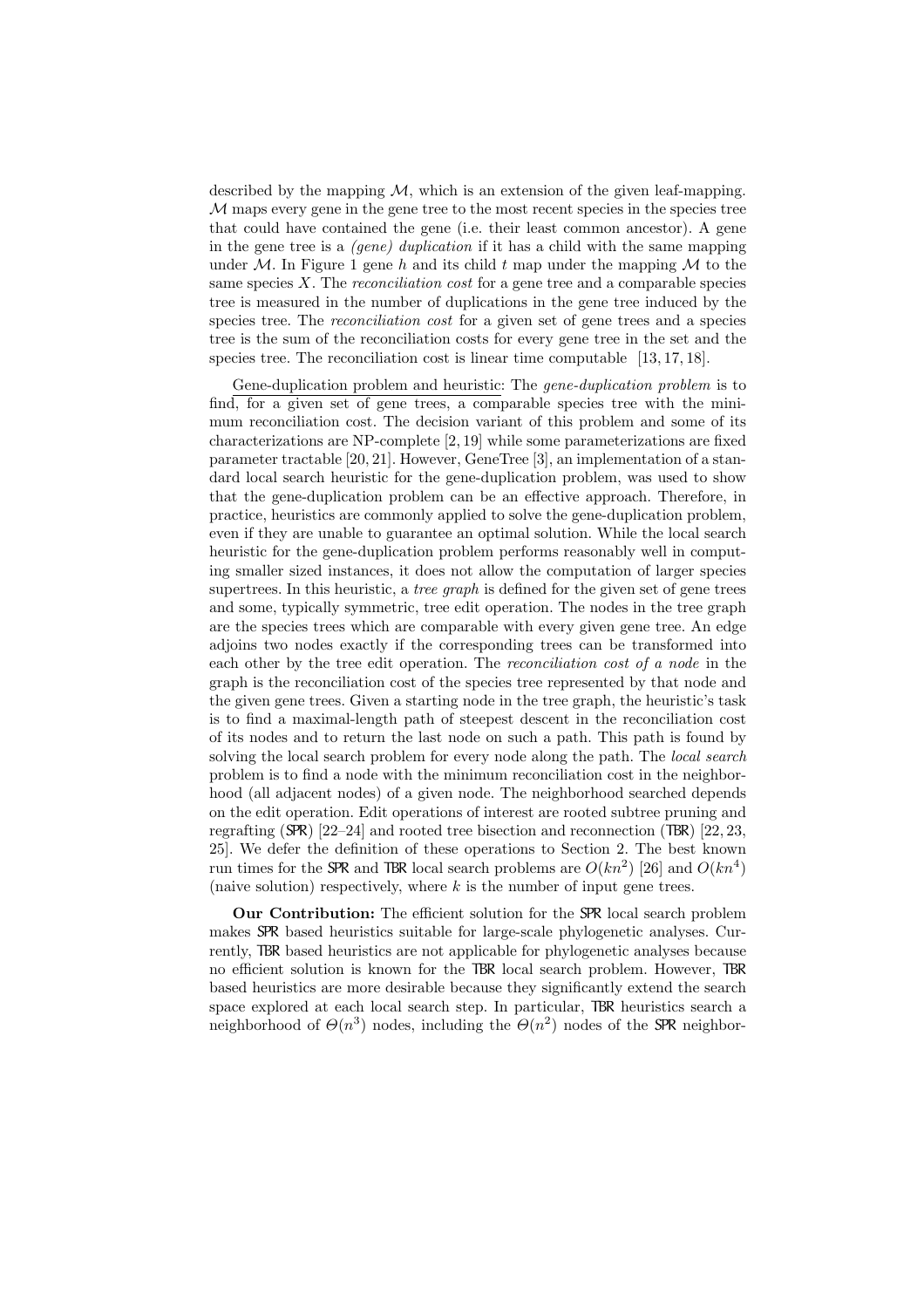described by the mapping $\mathcal{M}$, which is an extension of the given leaf-mapping. $\mathcal{M}$ maps every gene in the gene tree to the most recent species in the species tree that could have contained the gene (i.e. their least common ancestor). A gene in the gene tree is a *(gene) duplication* if it has a child with the same mapping under $\mathcal{M}$. In Figure 1 gene $h$ and its child $t$ map under the mapping $\mathcal{M}$ to the same species $X$. The *reconciliation cost* for a gene tree and a comparable species tree is measured in the number of duplications in the gene tree induced by the species tree. The *reconciliation cost* for a given set of gene trees and a species tree is the sum of the reconciliation costs for every gene tree in the set and the species tree. The reconciliation cost is linear time computable [13, 17, 18].

Gene-duplication problem and heuristic: The *gene-duplication problem* is to find, for a given set of gene trees, a comparable species tree with the minimum reconciliation cost. The decision variant of this problem and some of its characterizations are NP-complete [2, 19] while some parameterizations are fixed parameter tractable [20, 21]. However, GeneTree [3], an implementation of a standard local search heuristic for the gene-duplication problem, was used to show that the gene-duplication problem can be an effective approach. Therefore, in practice, heuristics are commonly applied to solve the gene-duplication problem, even if they are unable to guarantee an optimal solution. While the local search heuristic for the gene-duplication problem performs reasonably well in computing smaller sized instances, it does not allow the computation of larger species supertrees. In this heuristic, a *tree graph* is defined for the given set of gene trees and some, typically symmetric, tree edit operation. The nodes in the tree graph are the species trees which are comparable with every given gene tree. An edge adjoins two nodes exactly if the corresponding trees can be transformed into each other by the tree edit operation. The *reconciliation cost of a node* in the graph is the reconciliation cost of the species tree represented by that node and the given gene trees. Given a starting node in the tree graph, the heuristic's task is to find a maximal-length path of steepest descent in the reconciliation cost of its nodes and to return the last node on such a path. This path is found by solving the local search problem for every node along the path. The *local search* problem is to find a node with the minimum reconciliation cost in the neighborhood (all adjacent nodes) of a given node. The neighborhood searched depends on the edit operation. Edit operations of interest are rooted subtree pruning and regrafting (SPR) [22–24] and rooted tree bisection and reconnection (TBR) [22, 23, 25]. We defer the definition of these operations to Section 2. The best known run times for the SPR and TBR local search problems are $O(kn^2)$ [26] and $O(kn^4)$ (naive solution) respectively, where $k$ is the number of input gene trees.

**Our Contribution:** The efficient solution for the SPR local search problem makes SPR based heuristics suitable for large-scale phylogenetic analyses. Currently, TBR based heuristics are not applicable for phylogenetic analyses because no efficient solution is known for the TBR local search problem. However, TBR based heuristics are more desirable because they significantly extend the search space explored at each local search step. In particular, TBR heuristics search a neighborhood of $\Theta(n^3)$ nodes, including the $\Theta(n^2)$ nodes of the SPR neighbor-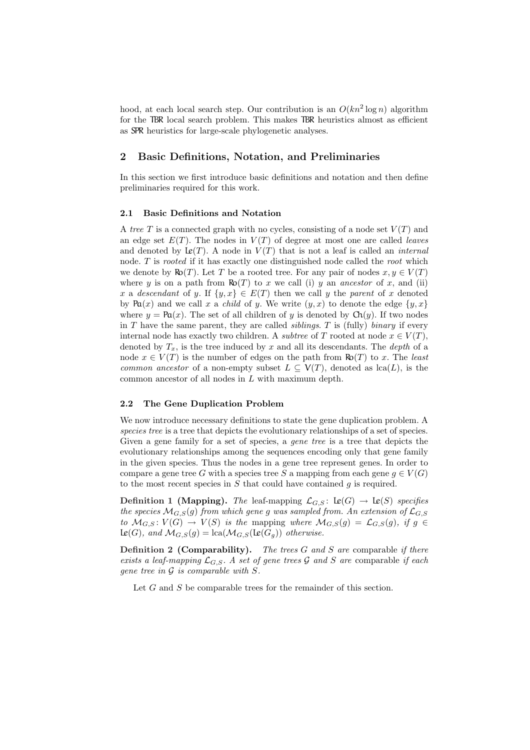hood, at each local search step. Our contribution is an $O(kn^2 \log n)$ algorithm for the TBR local search problem. This makes TBR heuristics almost as efficient as SPR heuristics for large-scale phylogenetic analyses.

## 2 Basic Definitions, Notation, and Preliminaries

In this section we first introduce basic definitions and notation and then define preliminaries required for this work.

### 2.1 Basic Definitions and Notation

A *tree* $T$ is a connected graph with no cycles, consisting of a node set $V(T)$ and an edge set $E(T)$. The nodes in $V(T)$ of degree at most one are called *leaves* and denoted by $\mathsf{Le}(T)$. A node in $V(T)$ that is not a leaf is called an *internal* node. $T$ is *rooted* if it has exactly one distinguished node called the *root* which we denote by $\mathsf{Ro}(T)$. Let $T$ be a rooted tree. For any pair of nodes $x, y \in V(T)$ where $y$ is on a path from $\mathsf{Ro}(T)$ to $x$ we call (i) $y$ an *ancestor* of $x$, and (ii) $x$ a *descendant* of $y$. If $\{y, x\} \in E(T)$ then we call $y$ the *parent* of $x$ denoted by $\mathsf{Pa}(x)$ and we call $x$ a *child* of $y$. We write $(y, x)$ to denote the edge $\{y, x\}$ where $y = \mathsf{Pa}(x)$. The set of all children of $y$ is denoted by $\mathsf{Ch}(y)$. If two nodes in $T$ have the same parent, they are called *siblings*. $T$ is (fully) *binary* if every internal node has exactly two children. A *subtree* of $T$ rooted at node $x \in V(T)$, denoted by $T_x$, is the tree induced by $x$ and all its descendants. The *depth* of a node $x \in V(T)$ is the number of edges on the path from $\mathsf{Ro}(T)$ to $x$. The *least common ancestor* of a non-empty subset $L \subseteq \mathsf{V}(T)$, denoted as $\mathrm{lca}(L)$, is the common ancestor of all nodes in $L$ with maximum depth.

### 2.2 The Gene Duplication Problem

We now introduce necessary definitions to state the gene duplication problem. A *species tree* is a tree that depicts the evolutionary relationships of a set of species. Given a gene family for a set of species, a *gene tree* is a tree that depicts the evolutionary relationships among the sequences encoding only that gene family in the given species. Thus the nodes in a gene tree represent genes. In order to compare a gene tree $G$ with a species tree $S$ a mapping from each gene $g \in V(G)$ to the most recent species in $S$ that could have contained $g$ is required.

**Definition 1 (Mapping).** *The* leaf-mapping $\mathcal{L}_{G,S} \colon \mathsf{Le}(G) \to \mathsf{Le}(S)$ *specifies the species* $\mathcal{M}_{G,S}(g)$ *from which gene* $g$ *was sampled from. An extension of* $\mathcal{L}_{G,S}$ *to* $\mathcal{M}_{G,S} \colon V(G) \to V(S)$ *is the* mapping *where* $\mathcal{M}_{G,S}(g) = \mathcal{L}_{G,S}(g)$, *if* $g \in \mathsf{Le}(G)$, *and* $\mathcal{M}_{G,S}(g) = \mathrm{lca}(\mathcal{M}_{G,S}(\mathsf{Le}(G_g))$ *otherwise.*

**Definition 2 (Comparability).** *The trees* $G$ *and* $S$ *are* comparable *if there exists a leaf-mapping* $\mathcal{L}_{G,S}$. *A set of gene trees* $\mathcal{G}$ *and* $S$ *are* comparable *if each gene tree in* $\mathcal{G}$ *is comparable with* $S$.

Let $G$ and $S$ be comparable trees for the remainder of this section.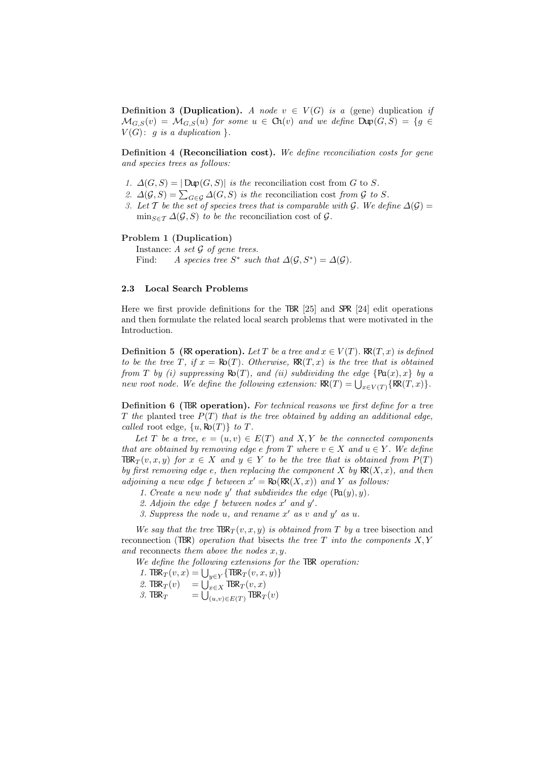**Definition 3 (Duplication).** *A node $v \in V(G)$ is a* (gene) duplication *if $\mathcal{M}_{G,S}(v) = \mathcal{M}_{G,S}(u)$ for some $u \in \mathsf{Ch}(v)$ and we define $\mathsf{Dup}(G, S) = \{g \in V(G)\colon\ g \text{ is a duplication }\}$.*

**Definition 4 (Reconciliation cost).** *We define reconciliation costs for gene and species trees as follows:*

1. *$\Delta(G, S) = |\,\mathsf{Dup}(G, S)|$ is the* reconciliation cost from $G$ to $S$.
2. *$\Delta(\mathcal{G}, S) = \sum_{G\in\mathcal{G}} \Delta(G, S)$ is the* reconciliation cost *from $\mathcal{G}$ to $S$.*
3. *Let $\mathcal{T}$ be the set of species trees that is comparable with $\mathcal{G}$. We define $\Delta(\mathcal{G}) = \min_{S\in\mathcal{T}} \Delta(\mathcal{G}, S)$ to be the* reconciliation cost *of $\mathcal{G}$.*

**Problem 1 (Duplication)**

Instance: *A set $\mathcal{G}$ of gene trees.*
Find: *A species tree $S^*$ such that $\Delta(\mathcal{G}, S^*) = \Delta(\mathcal{G})$.*

### 2.3 Local Search Problems

Here we first provide definitions for the TBR [25] and SPR [24] edit operations and then formulate the related local search problems that were motivated in the Introduction.

**Definition 5 (RR operation).** *Let $T$ be a tree and $x \in V(T)$. $\mathsf{RR}(T, x)$ is defined to be the tree $T$, if $x = \mathsf{Ro}(T)$. Otherwise, $\mathsf{RR}(T, x)$ is the tree that is obtained from $T$ by (i) suppressing $\mathsf{Ro}(T)$, and (ii) subdividing the edge $\{\mathsf{Pa}(x), x\}$ by a new root node. We define the following extension: $\mathsf{RR}(T) = \bigcup_{x\in V(T)}\{\mathsf{RR}(T, x)\}$.*

**Definition 6 (TBR operation).** *For technical reasons we first define for a tree $T$ the* planted tree *$P(T)$ that is the tree obtained by adding an additional edge, called* root edge*, $\{u, \mathsf{Ro}(T)\}$ to $T$.*

*Let $T$ be a tree, $e = (u, v) \in E(T)$ and $X, Y$ be the connected components that are obtained by removing edge $e$ from $T$ where $v \in X$ and $u \in Y$. We define $\mathsf{TBR}_T(v, x, y)$ for $x \in X$ and $y \in Y$ to be the tree that is obtained from $P(T)$ by first removing edge $e$, then replacing the component $X$ by $\mathsf{RR}(X, x)$, and then adjoining a new edge $f$ between $x' = \mathsf{Ro}(\mathsf{RR}(X, x))$ and $Y$ as follows:*

1. *Create a new node $y'$ that subdivides the edge $(\mathsf{Pa}(y), y)$.*
2. *Adjoin the edge $f$ between nodes $x'$ and $y'$.*
3. *Suppress the node $u$, and rename $x'$ as $v$ and $y'$ as $u$.*

*We say that the tree $\mathsf{TBR}_T(v, x, y)$ is obtained from $T$ by a* tree bisection and reconnection (TBR) *operation that* bisects *the tree $T$ into the components $X, Y$ and* reconnects *them above the nodes $x, y$.*

*We define the following extensions for the TBR operation:*

1. *$\mathsf{TBR}_T(v, x) = \bigcup_{y\in Y}\{\mathsf{TBR}_T(v, x, y)\}$*
2. *$\mathsf{TBR}_T(v) \quad = \bigcup_{x\in X} \mathsf{TBR}_T(v, x)$*
3. *$\mathsf{TBR}_T \qquad = \bigcup_{(u,v)\in E(T)} \mathsf{TBR}_T(v)$*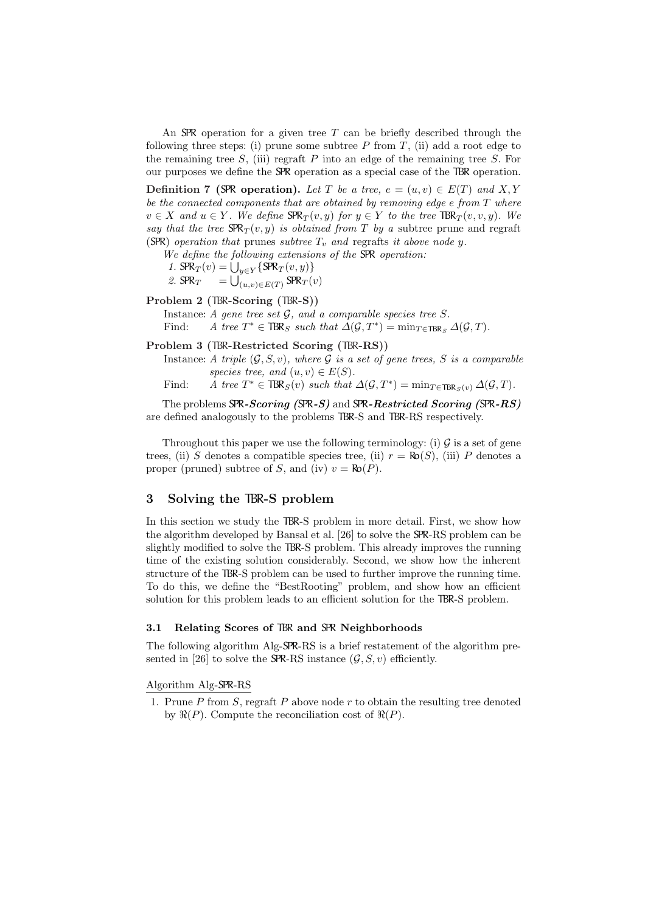An SPR operation for a given tree $T$ can be briefly described through the following three steps: (i) prune some subtree $P$ from $T$, (ii) add a root edge to the remaining tree $S$, (iii) regraft $P$ into an edge of the remaining tree $S$. For our purposes we define the SPR operation as a special case of the TBR operation.

**Definition 7 (SPR operation).** *Let $T$ be a tree, $e = (u, v) \in E(T)$ and $X, Y$ be the connected components that are obtained by removing edge $e$ from $T$ where $v \in X$ and $u \in Y$. We define $\mathsf{SPR}_T(v, y)$ for $y \in Y$ to the tree $\mathsf{TBR}_T(v, v, y)$. We say that the tree $\mathsf{SPR}_T(v, y)$ is obtained from $T$ by a* subtree prune and regraft *(SPR) operation that* prunes *subtree $T_v$ and* regrafts *it above node $y$.*

*We define the following extensions of the SPR operation:*

1. $\mathsf{SPR}_T(v) = \bigcup_{y \in Y} \{\mathsf{SPR}_T(v, y)\}$
2. $\mathsf{SPR}_T \quad = \bigcup_{(u,v) \in E(T)} \mathsf{SPR}_T(v)$

**Problem 2 (TBR-Scoring (TBR-S))**

Instance: *A gene tree set $\mathcal{G}$, and a comparable species tree $S$.*

Find: *A tree $T^* \in \mathsf{TBR}_S$ such that $\Delta(\mathcal{G}, T^*) = \min_{T \in \mathsf{TBR}_S} \Delta(\mathcal{G}, T)$.*

**Problem 3 (TBR-Restricted Scoring (TBR-RS))**

Instance: *A triple $(\mathcal{G}, S, v)$, where $\mathcal{G}$ is a set of gene trees, $S$ is a comparable species tree, and $(u, v) \in E(S)$.*

Find: *A tree $T^* \in \mathsf{TBR}_S(v)$ such that $\Delta(\mathcal{G}, T^*) = \min_{T \in \mathsf{TBR}_S(v)} \Delta(\mathcal{G}, T)$.*

The problems SPR-***Scoring (SPR-S)*** and SPR-***Restricted Scoring (SPR-RS)*** are defined analogously to the problems TBR-S and TBR-RS respectively.

Throughout this paper we use the following terminology: (i) $\mathcal{G}$ is a set of gene trees, (ii) $S$ denotes a compatible species tree, (ii) $r = \mathsf{Ro}(S)$, (iii) $P$ denotes a proper (pruned) subtree of $S$, and (iv) $v = \mathsf{Ro}(P)$.

## 3 Solving the TBR-S problem

In this section we study the TBR-S problem in more detail. First, we show how the algorithm developed by Bansal et al. [26] to solve the SPR-RS problem can be slightly modified to solve the TBR-S problem. This already improves the running time of the existing solution considerably. Second, we show how the inherent structure of the TBR-S problem can be used to further improve the running time. To do this, we define the "BestRooting" problem, and show how an efficient solution for this problem leads to an efficient solution for the TBR-S problem.

### 3.1 Relating Scores of TBR and SPR Neighborhoods

The following algorithm Alg-SPR-RS is a brief restatement of the algorithm presented in [26] to solve the SPR-RS instance $(\mathcal{G}, S, v)$ efficiently.

Algorithm Alg-SPR-RS

1. Prune $P$ from $S$, regraft $P$ above node $r$ to obtain the resulting tree denoted by $\Re(P)$. Compute the reconciliation cost of $\Re(P)$.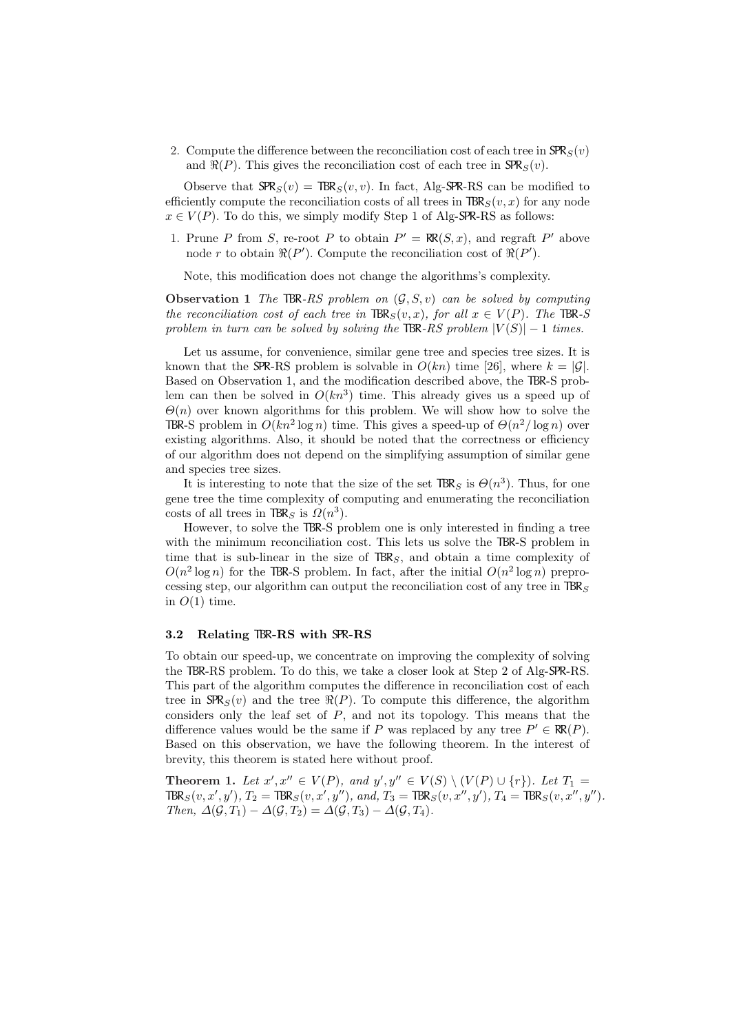2. Compute the difference between the reconciliation cost of each tree in $\mathsf{SPR}_S(v)$ and $\Re(P)$. This gives the reconciliation cost of each tree in $\mathsf{SPR}_S(v)$.

Observe that $\mathsf{SPR}_S(v) = \mathsf{TBR}_S(v, v)$. In fact, Alg-SPR-RS can be modified to efficiently compute the reconciliation costs of all trees in $\mathsf{TBR}_S(v, x)$ for any node $x \in V(P)$. To do this, we simply modify Step 1 of Alg-SPR-RS as follows:

1. Prune $P$ from $S$, re-root $P$ to obtain $P' = \mathsf{RR}(S, x)$, and regraft $P'$ above node $r$ to obtain $\Re(P')$. Compute the reconciliation cost of $\Re(P')$.

Note, this modification does not change the algorithms's complexity.

**Observation 1** *The* TBR*-RS problem on* $(\mathcal{G}, S, v)$ *can be solved by computing the reconciliation cost of each tree in* $\mathsf{TBR}_S(v, x)$*, for all* $x \in V(P)$*. The* TBR*-S problem in turn can be solved by solving the* TBR*-RS problem* $|V(S)| - 1$ *times.*

Let us assume, for convenience, similar gene tree and species tree sizes. It is known that the SPR-RS problem is solvable in $O(kn)$ time [26], where $k = |\mathcal{G}|$. Based on Observation 1, and the modification described above, the TBR-S problem can then be solved in $O(kn^3)$ time. This already gives us a speed up of $\Theta(n)$ over known algorithms for this problem. We will show how to solve the TBR-S problem in $O(kn^2 \log n)$ time. This gives a speed-up of $\Theta(n^2/\log n)$ over existing algorithms. Also, it should be noted that the correctness or efficiency of our algorithm does not depend on the simplifying assumption of similar gene and species tree sizes.

It is interesting to note that the size of the set $\mathsf{TBR}_S$ is $\Theta(n^3)$. Thus, for one gene tree the time complexity of computing and enumerating the reconciliation costs of all trees in $\mathsf{TBR}_S$ is $\Omega(n^3)$.

However, to solve the TBR-S problem one is only interested in finding a tree with the minimum reconciliation cost. This lets us solve the TBR-S problem in time that is sub-linear in the size of $\mathsf{TBR}_S$, and obtain a time complexity of $O(n^2 \log n)$ for the TBR-S problem. In fact, after the initial $O(n^2 \log n)$ preprocessing step, our algorithm can output the reconciliation cost of any tree in $\mathsf{TBR}_S$ in $O(1)$ time.

### 3.2 Relating TBR-RS with SPR-RS

To obtain our speed-up, we concentrate on improving the complexity of solving the TBR-RS problem. To do this, we take a closer look at Step 2 of Alg-SPR-RS. This part of the algorithm computes the difference in reconciliation cost of each tree in $\mathsf{SPR}_S(v)$ and the tree $\Re(P)$. To compute this difference, the algorithm considers only the leaf set of $P$, and not its topology. This means that the difference values would be the same if $P$ was replaced by any tree $P' \in \mathsf{RR}(P)$. Based on this observation, we have the following theorem. In the interest of brevity, this theorem is stated here without proof.

**Theorem 1.** *Let* $x', x'' \in V(P)$*, and* $y', y'' \in V(S) \setminus (V(P) \cup \{r\})$*. Let* $T_1 = \mathsf{TBR}_S(v, x', y')$*,* $T_2 = \mathsf{TBR}_S(v, x', y'')$*, and,* $T_3 = \mathsf{TBR}_S(v, x'', y')$*,* $T_4 = \mathsf{TBR}_S(v, x'', y'')$*. Then,* $\Delta(\mathcal{G}, T_1) - \Delta(\mathcal{G}, T_2) = \Delta(\mathcal{G}, T_3) - \Delta(\mathcal{G}, T_4)$*.*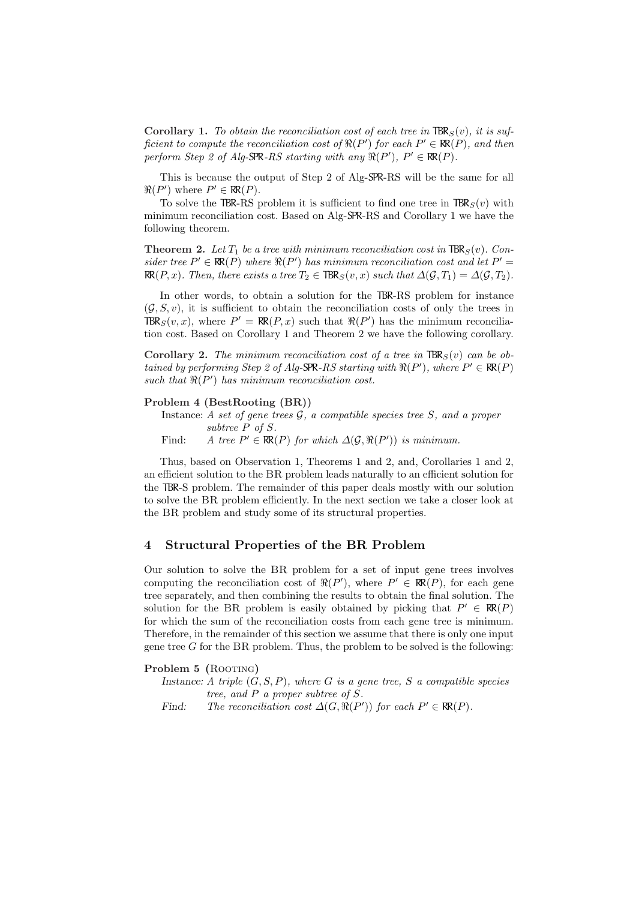**Corollary 1.** *To obtain the reconciliation cost of each tree in $\mathsf{TBR}_S(v)$, it is sufficient to compute the reconciliation cost of $\Re(P')$ for each $P' \in \mathsf{RR}(P)$, and then perform Step 2 of Alg-SPR-RS starting with any $\Re(P')$, $P' \in \mathsf{RR}(P)$.*

This is because the output of Step 2 of Alg-SPR-RS will be the same for all $\Re(P')$ where $P' \in \mathsf{RR}(P)$.

To solve the TBR-RS problem it is sufficient to find one tree in $\mathsf{TBR}_S(v)$ with minimum reconciliation cost. Based on Alg-SPR-RS and Corollary 1 we have the following theorem.

**Theorem 2.** *Let $T_1$ be a tree with minimum reconciliation cost in $\mathsf{TBR}_S(v)$. Consider tree $P' \in \mathsf{RR}(P)$ where $\Re(P')$ has minimum reconciliation cost and let $P' = \mathsf{RR}(P, x)$. Then, there exists a tree $T_2 \in \mathsf{TBR}_S(v, x)$ such that $\Delta(\mathcal{G}, T_1) = \Delta(\mathcal{G}, T_2)$.*

In other words, to obtain a solution for the TBR-RS problem for instance $(\mathcal{G}, S, v)$, it is sufficient to obtain the reconciliation costs of only the trees in $\mathsf{TBR}_S(v, x)$, where $P' = \mathsf{RR}(P, x)$ such that $\Re(P')$ has the minimum reconciliation cost. Based on Corollary 1 and Theorem 2 we have the following corollary.

**Corollary 2.** *The minimum reconciliation cost of a tree in $\mathsf{TBR}_S(v)$ can be obtained by performing Step 2 of Alg-SPR-RS starting with $\Re(P')$, where $P' \in \mathsf{RR}(P)$ such that $\Re(P')$ has minimum reconciliation cost.*

**Problem 4 (BestRooting (BR))**

Instance: *A set of gene trees $\mathcal{G}$, a compatible species tree $S$, and a proper subtree $P$ of $S$.*

Find: *A tree $P' \in \mathsf{RR}(P)$ for which $\Delta(\mathcal{G}, \Re(P'))$ is minimum.*

Thus, based on Observation 1, Theorems 1 and 2, and, Corollaries 1 and 2, an efficient solution to the BR problem leads naturally to an efficient solution for the TBR-S problem. The remainder of this paper deals mostly with our solution to solve the BR problem efficiently. In the next section we take a closer look at the BR problem and study some of its structural properties.

## 4 Structural Properties of the BR Problem

Our solution to solve the BR problem for a set of input gene trees involves computing the reconciliation cost of $\Re(P')$, where $P' \in \mathsf{RR}(P)$, for each gene tree separately, and then combining the results to obtain the final solution. The solution for the BR problem is easily obtained by picking that $P' \in \mathsf{RR}(P)$ for which the sum of the reconciliation costs from each gene tree is minimum. Therefore, in the remainder of this section we assume that there is only one input gene tree $G$ for the BR problem. Thus, the problem to be solved is the following:

**Problem 5 (Rooting)**

*Instance:* *A triple $(G, S, P)$, where $G$ is a gene tree, $S$ a compatible species tree, and $P$ a proper subtree of $S$.*

*Find:* *The reconciliation cost $\Delta(G, \Re(P'))$ for each $P' \in \mathsf{RR}(P)$.*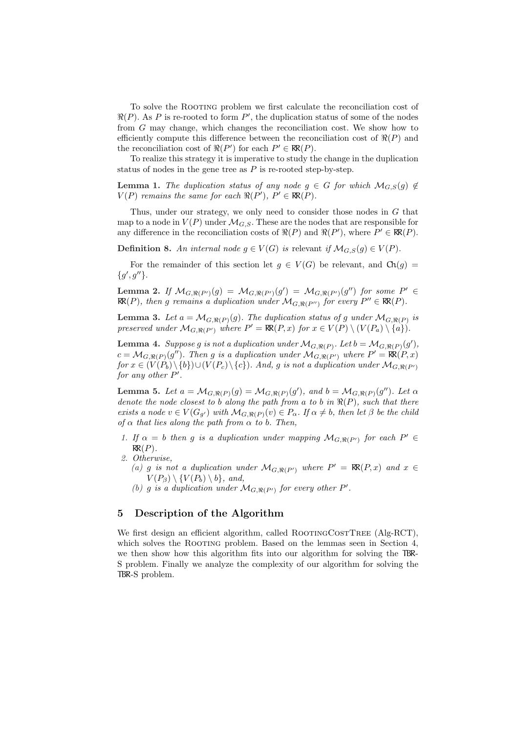To solve the Rooting problem we first calculate the reconciliation cost of $\Re(P)$. As $P$ is re-rooted to form $P'$, the duplication status of some of the nodes from $G$ may change, which changes the reconciliation cost. We show how to efficiently compute this difference between the reconciliation cost of $\Re(P)$ and the reconciliation cost of $\Re(P')$ for each $P' \in \mathsf{RR}(P)$.

To realize this strategy it is imperative to study the change in the duplication status of nodes in the gene tree as $P$ is re-rooted step-by-step.

**Lemma 1.** *The duplication status of any node $g \in G$ for which $\mathcal{M}_{G,S}(g) \notin V(P)$ remains the same for each $\Re(P')$, $P' \in \mathsf{RR}(P)$.*

Thus, under our strategy, we only need to consider those nodes in $G$ that map to a node in $V(P)$ under $\mathcal{M}_{G,S}$. These are the nodes that are responsible for any difference in the reconciliation costs of $\Re(P)$ and $\Re(P')$, where $P' \in \mathsf{RR}(P)$.

**Definition 8.** *An internal node $g \in V(G)$ is* relevant *if $\mathcal{M}_{G,S}(g) \in V(P)$.*

For the remainder of this section let $g \in V(G)$ be relevant, and $\mathsf{Ch}(g) = \{g', g''\}$.

**Lemma 2.** *If $\mathcal{M}_{G,\Re(P')}(g) = \mathcal{M}_{G,\Re(P')}(g') = \mathcal{M}_{G,\Re(P')}(g'')$ for some $P' \in \mathsf{RR}(P)$, then $g$ remains a duplication under $\mathcal{M}_{G,\Re(P'')}$ for every $P'' \in \mathsf{RR}(P)$.*

**Lemma 3.** *Let $a = \mathcal{M}_{G,\Re(P)}(g)$. The duplication status of $g$ under $\mathcal{M}_{G,\Re(P)}$ is preserved under $\mathcal{M}_{G,\Re(P')}$ where $P' = \mathsf{RR}(P, x)$ for $x \in V(P) \setminus (V(P_a) \setminus \{a\})$.*

**Lemma 4.** *Suppose $g$ is not a duplication under $\mathcal{M}_{G,\Re(P)}$. Let $b = \mathcal{M}_{G,\Re(P)}(g')$, $c = \mathcal{M}_{G,\Re(P)}(g'')$. Then $g$ is a duplication under $\mathcal{M}_{G,\Re(P')}$ where $P' = \mathsf{RR}(P, x)$ for $x \in (V(P_b) \setminus \{b\}) \cup (V(P_c) \setminus \{c\})$. And, $g$ is not a duplication under $\mathcal{M}_{G,\Re(P')}$ for any other $P'$.*

**Lemma 5.** *Let $a = \mathcal{M}_{G,\Re(P)}(g) = \mathcal{M}_{G,\Re(P)}(g')$, and $b = \mathcal{M}_{G,\Re(P)}(g'')$. Let $\alpha$ denote the node closest to $b$ along the path from $a$ to $b$ in $\Re(P)$, such that there exists a node $v \in V(G_{g'})$ with $\mathcal{M}_{G,\Re(P)}(v) \in P_\alpha$. If $\alpha \neq b$, then let $\beta$ be the child of $\alpha$ that lies along the path from $\alpha$ to $b$. Then,*

1. *If $\alpha = b$ then $g$ is a duplication under mapping $\mathcal{M}_{G,\Re(P')}$ for each $P' \in \mathsf{RR}(P)$.*
2. *Otherwise,*
   (a) *$g$ is not a duplication under $\mathcal{M}_{G,\Re(P')}$ where $P' = \mathsf{RR}(P, x)$ and $x \in V(P_\beta) \setminus \{V(P_b) \setminus b\}$, and,*
   (b) *$g$ is a duplication under $\mathcal{M}_{G,\Re(P')}$ for every other $P'$.*

## 5 Description of the Algorithm

We first design an efficient algorithm, called RootingCostTree (Alg-RCT), which solves the Rooting problem. Based on the lemmas seen in Section 4, we then show how this algorithm fits into our algorithm for solving the TBR-S problem. Finally we analyze the complexity of our algorithm for solving the TBR-S problem.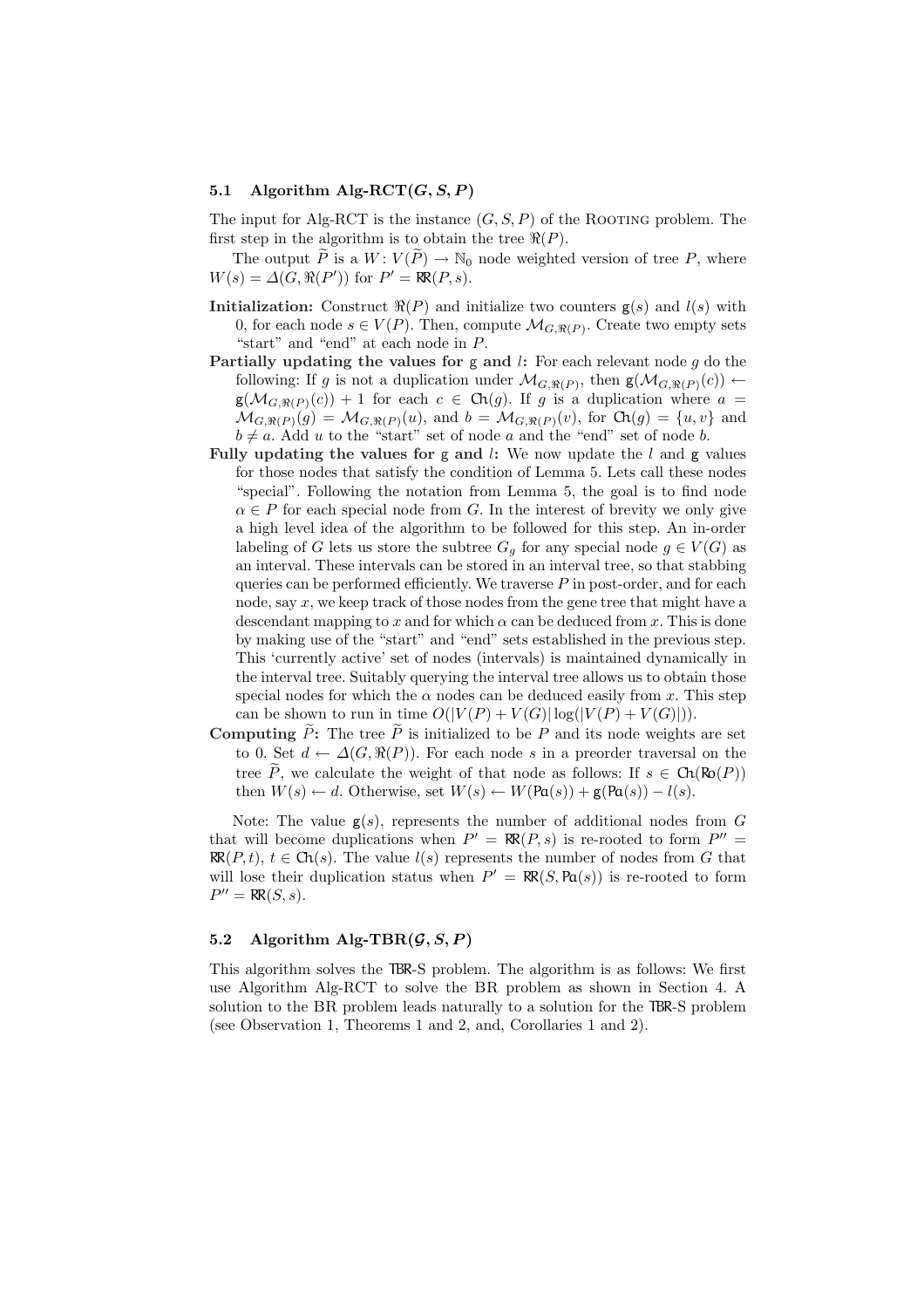### 5.1 Algorithm Alg-RCT$(G, S, P)$

The input for Alg-RCT is the instance $(G, S, P)$ of the Rooting problem. The first step in the algorithm is to obtain the tree $\Re(P)$.

The output $\widetilde{P}$ is a $W \colon V(\widetilde{P}) \to \mathbb{N}_0$ node weighted version of tree $P$, where $W(s) = \Delta(G, \Re(P'))$ for $P' = \mathsf{RR}(P, s)$.

- **Initialization:** Construct $\Re(P)$ and initialize two counters $\mathsf{g}(s)$ and $l(s)$ with 0, for each node $s \in V(P)$. Then, compute $\mathcal{M}_{G,\Re(P)}$. Create two empty sets "start" and "end" at each node in $P$.
- **Partially updating the values for g and $l$:** For each relevant node $g$ do the following: If $g$ is not a duplication under $\mathcal{M}_{G,\Re(P)}$, then $\mathsf{g}(\mathcal{M}_{G,\Re(P)}(c)) \leftarrow \mathsf{g}(\mathcal{M}_{G,\Re(P)}(c)) + 1$ for each $c \in \mathsf{Ch}(g)$. If $g$ is a duplication where $a = \mathcal{M}_{G,\Re(P)}(g) = \mathcal{M}_{G,\Re(P)}(u)$, and $b = \mathcal{M}_{G,\Re(P)}(v)$, for $\mathsf{Ch}(g) = \{u, v\}$ and $b \neq a$. Add $u$ to the "start" set of node $a$ and the "end" set of node $b$.
- **Fully updating the values for g and $l$:** We now update the $l$ and $\mathsf{g}$ values for those nodes that satisfy the condition of Lemma 5. Lets call these nodes "special". Following the notation from Lemma 5, the goal is to find node $\alpha \in P$ for each special node from $G$. In the interest of brevity we only give a high level idea of the algorithm to be followed for this step. An in-order labeling of $G$ lets us store the subtree $G_g$ for any special node $g \in V(G)$ as an interval. These intervals can be stored in an interval tree, so that stabbing queries can be performed efficiently. We traverse $P$ in post-order, and for each node, say $x$, we keep track of those nodes from the gene tree that might have a descendant mapping to $x$ and for which $\alpha$ can be deduced from $x$. This is done by making use of the "start" and "end" sets established in the previous step. This 'currently active' set of nodes (intervals) is maintained dynamically in the interval tree. Suitably querying the interval tree allows us to obtain those special nodes for which the $\alpha$ nodes can be deduced easily from $x$. This step can be shown to run in time $O(|V(P) + V(G)| \log(|V(P) + V(G)|))$.
- **Computing $\widetilde{P}$:** The tree $\widetilde{P}$ is initialized to be $P$ and its node weights are set to 0. Set $d \leftarrow \Delta(G, \Re(P))$. For each node $s$ in a preorder traversal on the tree $\widetilde{P}$, we calculate the weight of that node as follows: If $s \in \mathsf{Ch}(\mathsf{Ro}(P))$ then $W(s) \leftarrow d$. Otherwise, set $W(s) \leftarrow W(\mathsf{Pa}(s)) + \mathsf{g}(\mathsf{Pa}(s)) - l(s)$.

Note: The value $\mathsf{g}(s)$, represents the number of additional nodes from $G$ that will become duplications when $P' = \mathsf{RR}(P, s)$ is re-rooted to form $P'' = \mathsf{RR}(P, t)$, $t \in \mathsf{Ch}(s)$. The value $l(s)$ represents the number of nodes from $G$ that will lose their duplication status when $P' = \mathsf{RR}(S, \mathsf{Pa}(s))$ is re-rooted to form $P'' = \mathsf{RR}(S, s)$.

### 5.2 Algorithm Alg-TBR$(\mathcal{G}, S, P)$

This algorithm solves the TBR-S problem. The algorithm is as follows: We first use Algorithm Alg-RCT to solve the BR problem as shown in Section 4. A solution to the BR problem leads naturally to a solution for the TBR-S problem (see Observation 1, Theorems 1 and 2, and, Corollaries 1 and 2).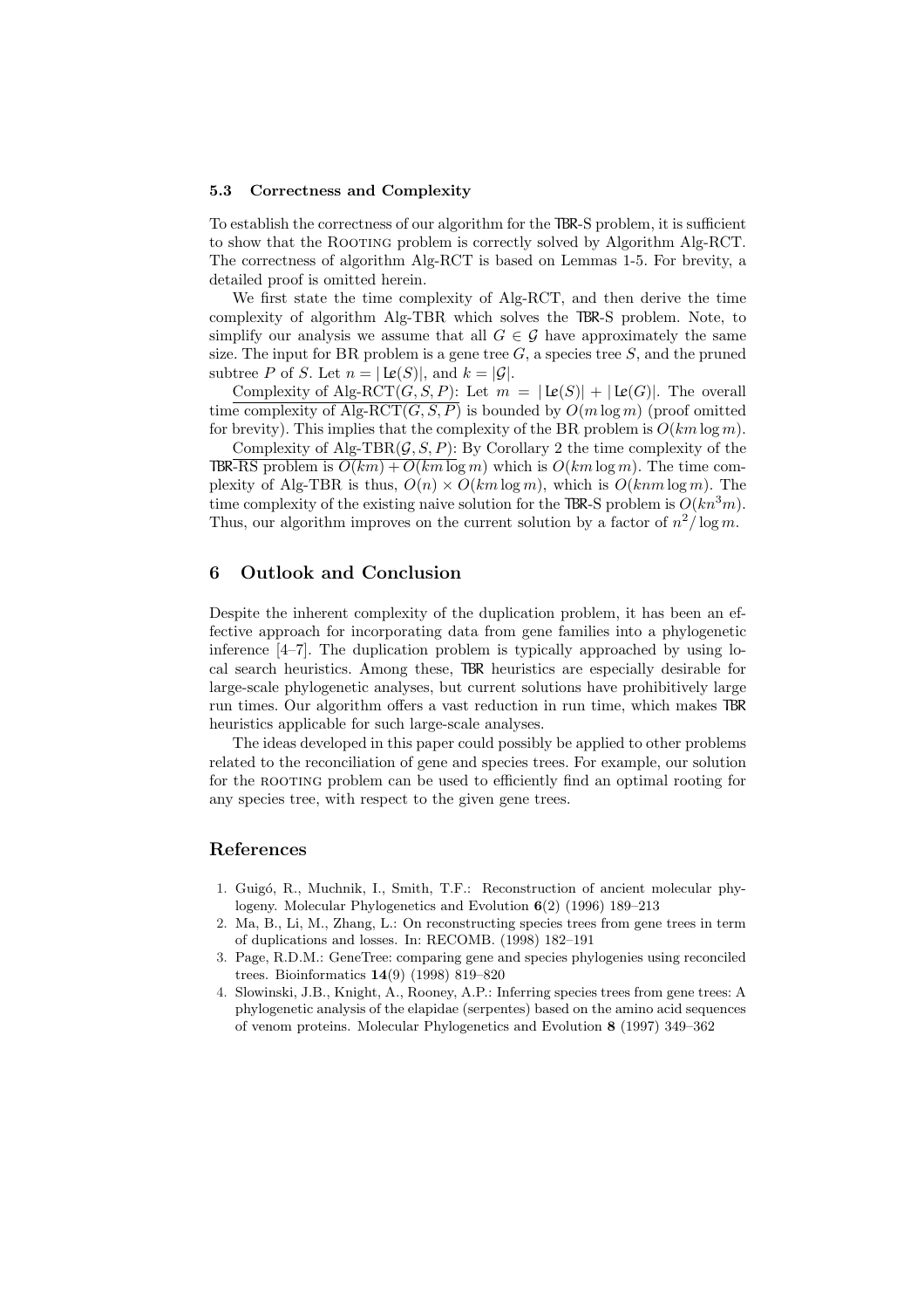### 5.3 Correctness and Complexity

To establish the correctness of our algorithm for the TBR-S problem, it is sufficient to show that the Rooting problem is correctly solved by Algorithm Alg-RCT. The correctness of algorithm Alg-RCT is based on Lemmas 1-5. For brevity, a detailed proof is omitted herein.

We first state the time complexity of Alg-RCT, and then derive the time complexity of algorithm Alg-TBR which solves the TBR-S problem. Note, to simplify our analysis we assume that all $G \in \mathcal{G}$ have approximately the same size. The input for BR problem is a gene tree $G$, a species tree $S$, and the pruned subtree $P$ of $S$. Let $n = |\mathsf{Le}(S)|$, and $k = |\mathcal{G}|$.

<u>Complexity of Alg-RCT($G, S, P$)</u>: Let $m = |\mathsf{Le}(S)| + |\mathsf{Le}(G)|$. The overall time complexity of Alg-RCT($G, S, P$) is bounded by $O(m \log m)$ (proof omitted for brevity). This implies that the complexity of the BR problem is $O(km \log m)$.

<u>Complexity of Alg-TBR($\mathcal{G}, S, P$)</u>: By Corollary 2 the time complexity of the TBR-RS problem is $O(km) + O(km \log m)$ which is $O(km \log m)$. The time complexity of Alg-TBR is thus, $O(n) \times O(km \log m)$, which is $O(knm \log m)$. The time complexity of the existing naive solution for the TBR-S problem is $O(kn^3 m)$. Thus, our algorithm improves on the current solution by a factor of $n^2 / \log m$.

## 6 Outlook and Conclusion

Despite the inherent complexity of the duplication problem, it has been an effective approach for incorporating data from gene families into a phylogenetic inference [4–7]. The duplication problem is typically approached by using local search heuristics. Among these, TBR heuristics are especially desirable for large-scale phylogenetic analyses, but current solutions have prohibitively large run times. Our algorithm offers a vast reduction in run time, which makes TBR heuristics applicable for such large-scale analyses.

The ideas developed in this paper could possibly be applied to other problems related to the reconciliation of gene and species trees. For example, our solution for the rooting problem can be used to efficiently find an optimal rooting for any species tree, with respect to the given gene trees.

## References

1. Guigó, R., Muchnik, I., Smith, T.F.: Reconstruction of ancient molecular phylogeny. Molecular Phylogenetics and Evolution **6**(2) (1996) 189–213
2. Ma, B., Li, M., Zhang, L.: On reconstructing species trees from gene trees in term of duplications and losses. In: RECOMB. (1998) 182–191
3. Page, R.D.M.: GeneTree: comparing gene and species phylogenies using reconciled trees. Bioinformatics **14**(9) (1998) 819–820
4. Slowinski, J.B., Knight, A., Rooney, A.P.: Inferring species trees from gene trees: A phylogenetic analysis of the elapidae (serpentes) based on the amino acid sequences of venom proteins. Molecular Phylogenetics and Evolution **8** (1997) 349–362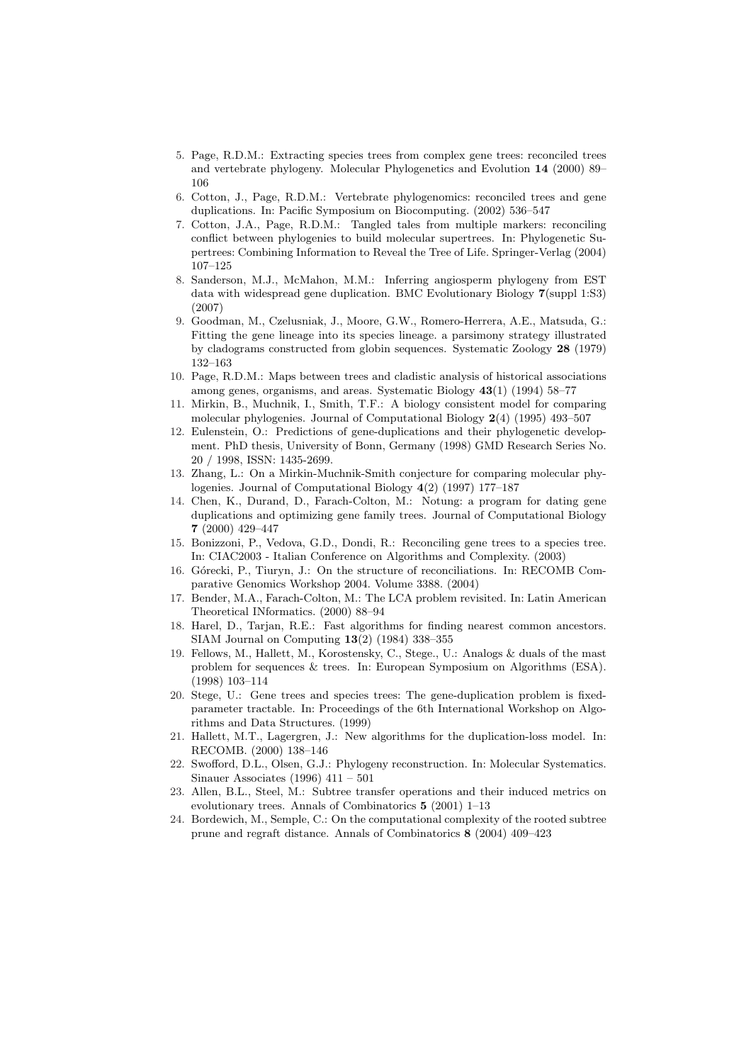5. Page, R.D.M.: Extracting species trees from complex gene trees: reconciled trees and vertebrate phylogeny. Molecular Phylogenetics and Evolution **14** (2000) 89–106
6. Cotton, J., Page, R.D.M.: Vertebrate phylogenomics: reconciled trees and gene duplications. In: Pacific Symposium on Biocomputing. (2002) 536–547
7. Cotton, J.A., Page, R.D.M.: Tangled tales from multiple markers: reconciling conflict between phylogenies to build molecular supertrees. In: Phylogenetic Supertrees: Combining Information to Reveal the Tree of Life. Springer-Verlag (2004) 107–125
8. Sanderson, M.J., McMahon, M.M.: Inferring angiosperm phylogeny from EST data with widespread gene duplication. BMC Evolutionary Biology **7**(suppl 1:S3) (2007)
9. Goodman, M., Czelusniak, J., Moore, G.W., Romero-Herrera, A.E., Matsuda, G.: Fitting the gene lineage into its species lineage. a parsimony strategy illustrated by cladograms constructed from globin sequences. Systematic Zoology **28** (1979) 132–163
10. Page, R.D.M.: Maps between trees and cladistic analysis of historical associations among genes, organisms, and areas. Systematic Biology **43**(1) (1994) 58–77
11. Mirkin, B., Muchnik, I., Smith, T.F.: A biology consistent model for comparing molecular phylogenies. Journal of Computational Biology **2**(4) (1995) 493–507
12. Eulenstein, O.: Predictions of gene-duplications and their phylogenetic development. PhD thesis, University of Bonn, Germany (1998) GMD Research Series No. 20 / 1998, ISSN: 1435-2699.
13. Zhang, L.: On a Mirkin-Muchnik-Smith conjecture for comparing molecular phylogenies. Journal of Computational Biology **4**(2) (1997) 177–187
14. Chen, K., Durand, D., Farach-Colton, M.: Notung: a program for dating gene duplications and optimizing gene family trees. Journal of Computational Biology **7** (2000) 429–447
15. Bonizzoni, P., Vedova, G.D., Dondi, R.: Reconciling gene trees to a species tree. In: CIAC2003 - Italian Conference on Algorithms and Complexity. (2003)
16. Górecki, P., Tiuryn, J.: On the structure of reconciliations. In: RECOMB Comparative Genomics Workshop 2004. Volume 3388. (2004)
17. Bender, M.A., Farach-Colton, M.: The LCA problem revisited. In: Latin American Theoretical INformatics. (2000) 88–94
18. Harel, D., Tarjan, R.E.: Fast algorithms for finding nearest common ancestors. SIAM Journal on Computing **13**(2) (1984) 338–355
19. Fellows, M., Hallett, M., Korostensky, C., Stege, U.: Analogs & duals of the mast problem for sequences & trees. In: European Symposium on Algorithms (ESA). (1998) 103–114
20. Stege, U.: Gene trees and species trees: The gene-duplication problem is fixed-parameter tractable. In: Proceedings of the 6th International Workshop on Algorithms and Data Structures. (1999)
21. Hallett, M.T., Lagergren, J.: New algorithms for the duplication-loss model. In: RECOMB. (2000) 138–146
22. Swofford, D.L., Olsen, G.J.: Phylogeny reconstruction. In: Molecular Systematics. Sinauer Associates (1996) 411 – 501
23. Allen, B.L., Steel, M.: Subtree transfer operations and their induced metrics on evolutionary trees. Annals of Combinatorics **5** (2001) 1–13
24. Bordewich, M., Semple, C.: On the computational complexity of the rooted subtree prune and regraft distance. Annals of Combinatorics **8** (2004) 409–423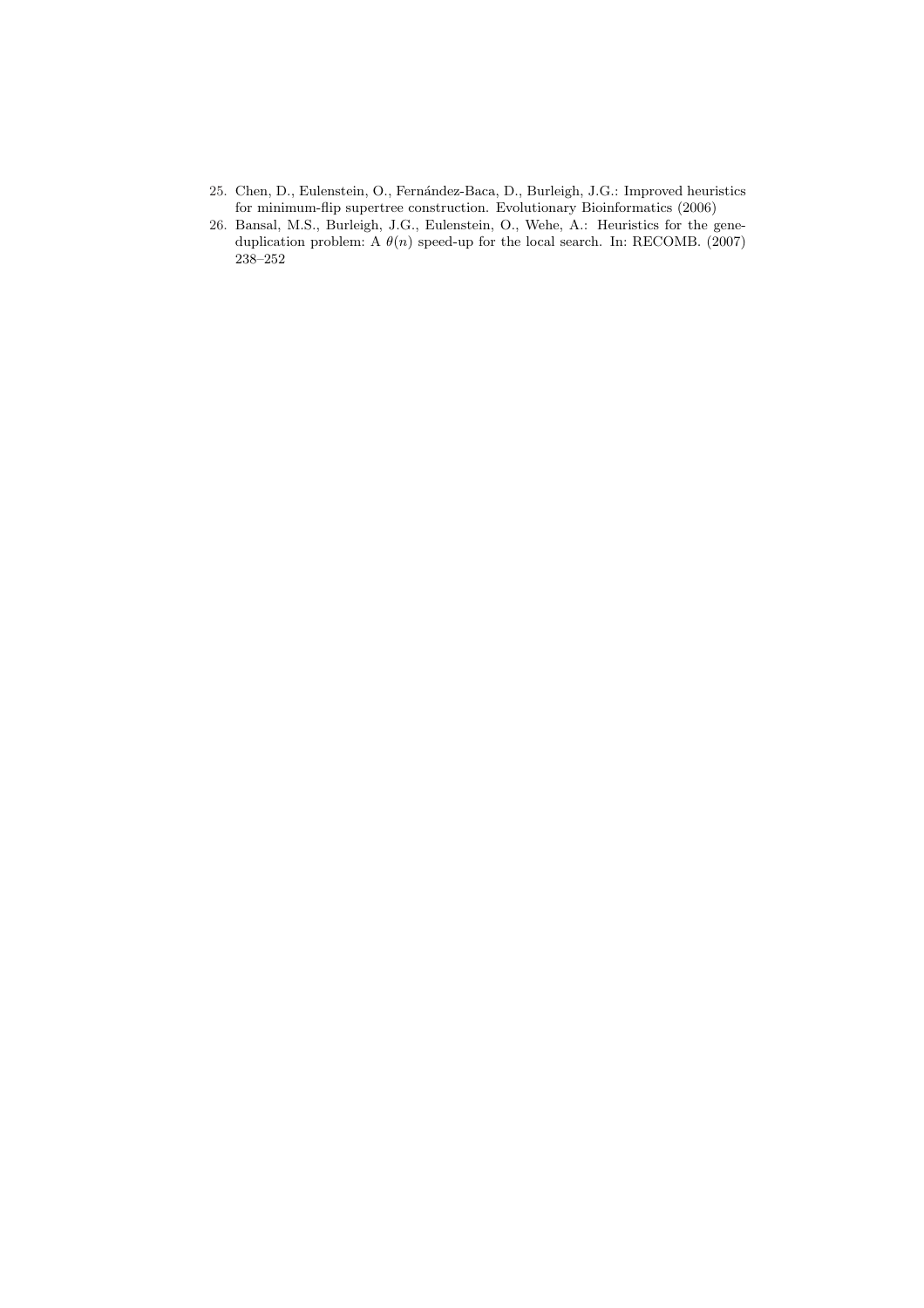25. Chen, D., Eulenstein, O., Fernández-Baca, D., Burleigh, J.G.: Improved heuristics for minimum-flip supertree construction. Evolutionary Bioinformatics (2006)
26. Bansal, M.S., Burleigh, J.G., Eulenstein, O., Wehe, A.: Heuristics for the gene-duplication problem: A $\theta(n)$ speed-up for the local search. In: RECOMB. (2007) 238–252